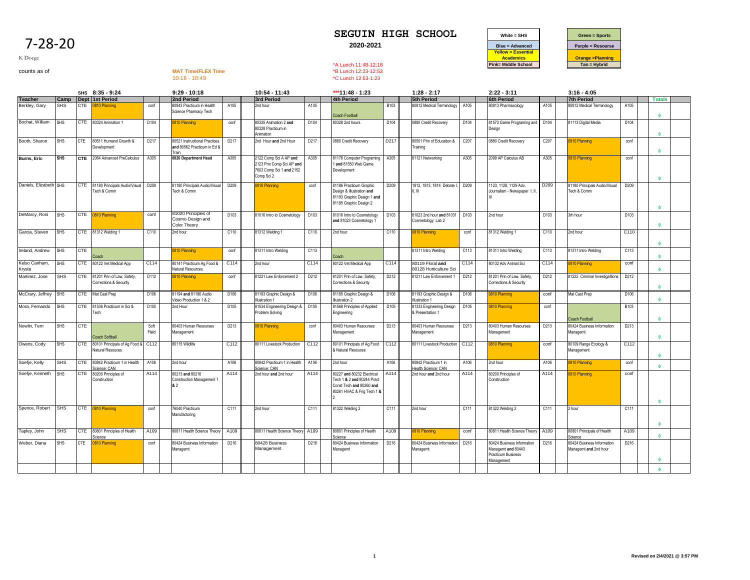# 7-28-20

K Doege

counts as of

**MAT Time/FLEX Time**
10:18 - 10:49

## SEGUIN HIGH SCHOOL

**2020-2021**

*A Lunch 11:48-12:18
*B Lunch 12:23-12:53
*C Lunch 12:53-1:23

| White = SHS | Green = Sports |
|---|---|
| Blue = Advanced | Purple = Resourse |
| Yellow = Essential Academics | Orange =Planning |
| Pink= Middle School | Tan = Hybrid |

| Teacher | Camp | Dept | SHS 8:35 - 9:24<br>1st Period | | 9:29 - 10:18<br>2nd Period | | 10:54 - 11:43<br>3rd Period | | ***11:48 - 1:23<br>4th Period | | 1:28 - 2:17<br>5th Period | | 2:22 - 3:11<br>6th Period | | 3:16 - 4:05<br>7th Period | | Totals |
|---|---|---|---|---|---|---|---|---|---|---|---|---|---|---|---|---|---|
| Berkley, Gary | SHS | CTE | 0810 Planning | conf | 80843 Practicum in Health Science Pharmacy Tech | A105 | 2nd hour | A105 | Coach Football | B103 | 80812 Medical Terminology | A105 | 80813 Pharmacology | A105 | 80812 Medical Terminology | A105 | 0 |
| Bochat, William | SHS | CTE | 80324 Animation 1 | D104 | 0810 Planning | conf | 80325 Animation 2 **and** 80328 Practicum in Animation | D104 | 80328 2nd hours | D104 | 0880 Credit Recovery | D104 | 81572 Game Programing and Design | D104 | 81113 Digital Media | D104 | 0 |
| Booth, Sharon | SHS | CTE | 80511 Humand Growth & Development | D217 | 80521 Instructional Practices **and** 80562 Practicum in Ed & Train | D217 | 2nd Hour **and** 2nd Hour | D217 | 0880 Credit Recovery | D217 | 80501 Prin of Education & Training | C207 | 0880 Credit Recovery | C207 | 0810 Planning | conf | 0 |
| **Burns, Eric** | **SHS** | **CTE** | 2064 Advanced PreCalculus | A305 | **0820 Department Head** | A305 | 2122 Comp Sci A AP **and** 2123 Prin Comp Sci AP **and** 7603 Comp Sci 1 **and** 2152 Comp Sci 2 | A305 | 81176 Computer Programing 1 **and** 81550 Web Game Development | A305 | 81121 Networking | A305 | 2099 AP Calculus AB | A305 | 0810 Planning | conf | 0 |
| Daniels, Elizabeth | SHS | CTE | 81180 Principals Audio/Visual Tech & Comm | D209 | 81180 Principals Audio/Visual Tech & Comm | D209 | 0810 Planning | conf | 81186 Practicum Graphic Design & Illustration **and** 81193 Graphic Design 1 **and** 81195 Graphic Design 2 | D209 | 1812, 1813, 1814 Debate I, II, III | D209 | 1123, 1128, 1129 Adv. Journalism - Newspaper I, II, III | D209 | 81180 Principals Audio/Visual Tech & Comm | D209 | 0 |
| DeMarcy, Roni | SHS | CTE | 0810 Planning | conf | 81020 Principles of Cosmo Design and Color Theory | D103 | 81016 Intro to Cosmetology | D103 | 81016 Intro to Cosmetology **and** 81023 Cosmetology 1 | D103 | 81023 2nd hour **and** 81031 Cosmetology Lab 2 | D103 | 2nd hour | D103 | 3rh hour | D103 | 0 |
| Garcia, Steven | SHS | CTE | 81312 Welding 1 | C110 | 2nd hour | C110 | 81312 Welding 1 | C110 | 2nd hour | C110 | 0810 Planning | conf | 81312 Welding 1 | C110 | 2nd hour | C110 | 0 |
| Ireland, Andrew | SHS | CTE | Coach | | 0810 Planning | conf | 81311 Intro Welding | C113 | Coach | | 81311 Intro Welding | C113 | 81311 Intro Welding | C113 | 81311 Intro Welding | C113 | 0 |
| Kelso Canham, Krysta | SHS | CTE | 80122 Vet Medical App | C114 | 80141 Practicum Ag Food & Natural Resources | C114 | 2nd hour | C114 | 80122 Vet Medical App | C114 | 80119 Floral **and** 80128 Horticulture Sci | C114 | 80132 Adv Animal Sci | C114 | 0810 Planning | conf | 0 |
| Martinez, Jose | SHS | CTE | 81201 Prin of Law, Safety, Corrections & Security | D112 | 0810 Planning | conf | 81221 Law Enforcement 2 | D212 | 81201 Prin of Law, Safety, Corrections & Security | D212 | 81211 Law Enforcement 1 | D212 | 81201 Prin of Law, Safety, Corrections & Security | D212 | 81222 Criminal Investigattions | D212 | 0 |
| McCrary, Jeffrey | SHS | CTE | Mat Cast Prep | D106 | 81194 **and** 81196 Audio Video Production 1 & 2 | D106 | 81193 Graphic Design & Illustration 1 | D106 | 81195 Graphic Design & Illustration 2 | D106 | 81193 Graphic Design & Illustration 1 | D106 | 0810 Planning | conf | Mat Cast Prep | D106 | 0 |
| Mora, Fernando | SHS | CTE | 81536 Practicum in Sci & Tech | D105 | 2nd Hour | D105 | 81534 Engineering Design & Problem Solving | D105 | 81568 Principles of Applied Engineering | D105 | 81333 Engineering Design & Presentation 1 | D105 | 0810 Planning | conf | Coach Football | B103 | 0 |
| Nowlin, Terri | SHS | CTE | Coach Softball | Soft Field | 80403 Human Resourses Management | D213 | 0810 Planning | conf | 80403 Human Resourses Management | D213 | 80403 Human Resourses Management | D213 | 80403 Human Resourses Management | D213 | 80424 Business Information Managemt | D213 | 0 |
| Owens, Cody | SHS | CTE | 80101 Principals of Ag Food & Natural Resouces | C112 | 80115 Wildlife | C112 | 80111 Livestock Production | C112 | 80101 Principals of Ag Food & Natural Resouces | C112 | 80111 Livestock Production | C112 | 0810 Planning | conf | 80109 Range Ecology & Management | C112 | 0 |
| Soefje, Kelly | SHS | CTE | 80842 Practicum 1 in Health Science: CAN | A106 | 2nd hour | A106 | 80842 Practicum 1 in Health Science: CAN | A106 | 2nd hour | A106 | 80842 Practicum 1 in Health Science: CAN | A106 | 2nd hour | A106 | 0810 Planning | conf | 0 |
| Soefje, Kenneth | SHS | CTE | 80200 Principles of Construction | A114 | 80213 **and** 80216 Construction Management 1 **&** 2 | A114 | 2nd hour **and** 2nd hour | A114 | 80227 **and** 80232 Electrical Tech 1 **&** 2 **and** 80244 Pract Const Tech **and** 80260 **and** 80261 HVAC & Frig Tech 1 **&** 2 | A114 | 2nd hour **and** 2nd hour | A114 | 80200 Principles of Construction | A114 | 0810 Planning | conf | 0 |
| Spence, Robert | SHS | CTE | 0810 Planning | conf | 76040 Practicum Manufactoring | C111 | 2nd hour | C111 | 81322 Welding 2 | C111 | 2nd hour | C111 | 81322 Welding 2 | C111 | 2 hour | C111 | 0 |
| Tapley, John | SHS | CTE | 80801 Principles of Health Science | A109 | 80811 Health Science Theory | A109 | 80811 Health Science Theory | A109 | 80801 Principles of Health Science | A109 | 0810 Planning | conf | 80811 Health Science Theory | A109 | 80801 Principals of Health Science | A109 | 0 |
| Weber, Diana | SHS | CTE | 0810 Planning | conf | 80424 Business Information Managemt | D216 | 80428 Business Management | D216 | 80424 Business Information Managemt | D216 | 80424 Business Information Managemt | D216 | 80424 Business Information Managemt **and** 80443 Practicum Business Management | D216 | 80424 Business Information Managemt **and** 2nd hour | D216 | 0 |
| | | | | | | | | | | | | | | | | | 0 |

Revised on 2/4/2021 @ 3:57 PM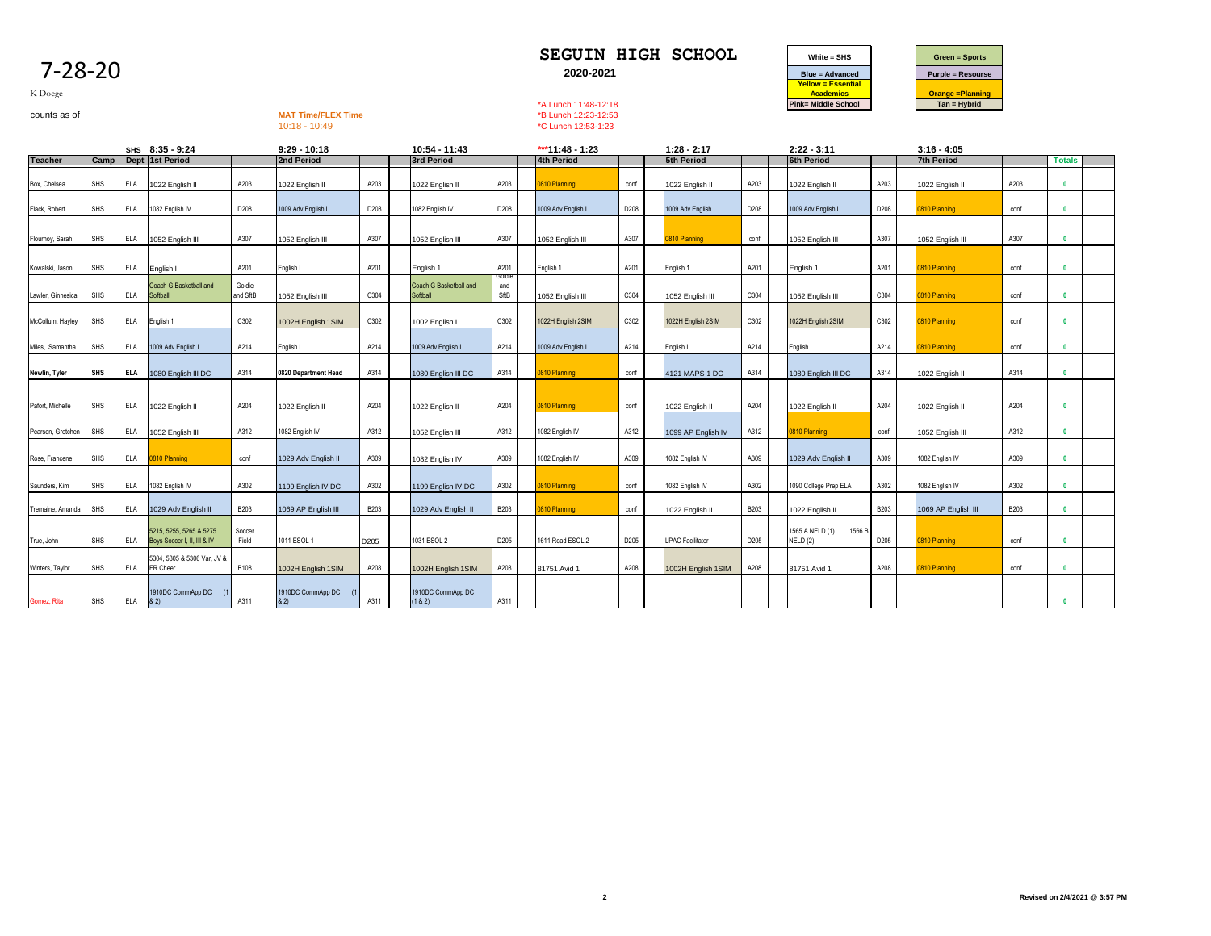# 7-28-20

K Doege

counts as of

## SEGUIN HIGH SCHOOL

**2020-2021**

| White = SHS | Green = Sports |
|---|---|
| Blue = Advanced | Purple = Resourse |
| Yellow = Essential Academics | Orange =Planning |
| Pink= Middle School | Tan = Hybrid |

MAT Time/FLEX Time
10:18 - 10:49

*A Lunch 11:48-12:18
*B Lunch 12:23-12:53
*C Lunch 12:53-1:23

| | | SHS | 8:35 - 9:24 | | | 9:29 - 10:18 | | | 10:54 - 11:43 | | | ***11:48 - 1:23 | | | 1:28 - 2:17 | | | 2:22 - 3:11 | | | 3:16 - 4:05 | | | |
|---|---|---|---|---|---|---|---|---|---|---|---|---|---|---|---|---|---|---|---|---|---|---|---|---|
| **Teacher** | **Camp** | **Dept** | **1st Period** | | | **2nd Period** | | | **3rd Period** | | | **4th Period** | | | **5th Period** | | | **6th Period** | | | **7th Period** | | | **Totals** |
| Box, Chelsea | SHS | ELA | 1022 English II | A203 | | 1022 English II | A203 | | 1022 English II | A203 | | 0810 Planning | conf | | 1022 English II | A203 | | 1022 English II | A203 | | 1022 English II | A203 | | 0 |
| Flack, Robert | SHS | ELA | 1082 English IV | D208 | | 1009 Adv English I | D208 | | 1082 English IV | D208 | | 1009 Adv English I | D208 | | 1009 Adv English I | D208 | | 1009 Adv English I | D208 | | 0810 Planning | conf | | 0 |
| Flournoy, Sarah | SHS | ELA | 1052 English III | A307 | | 1052 English III | A307 | | 1052 English III | A307 | | 1052 English III | A307 | | 0810 Planning | conf | | 1052 English III | A307 | | 1052 English III | A307 | | 0 |
| Kowalski, Jason | SHS | ELA | English I | A201 | | English I | A201 | | English 1 | A201 | | English 1 | A201 | | English 1 | A201 | | English 1 | A201 | | 0810 Planning | conf | | 0 |
| Lawler, Ginnesica | SHS | ELA | Coach G Basketball and Softball | Goldie and SftB | | 1052 English III | C304 | | Coach G Basketball and Softball | Goldie and SftB | | 1052 English III | C304 | | 1052 English III | C304 | | 1052 English III | C304 | | 0810 Planning | conf | | 0 |
| McCollum, Hayley | SHS | ELA | English 1 | C302 | | 1002H English 1SIM | C302 | | 1002 English I | C302 | | 1022H English 2SIM | C302 | | 1022H English 2SIM | C302 | | 1022H English 2SIM | C302 | | 0810 Planning | conf | | 0 |
| Miles, Samantha | SHS | ELA | 1009 Adv English I | A214 | | English I | A214 | | 1009 Adv English I | A214 | | 1009 Adv English I | A214 | | English I | A214 | | English I | A214 | | 0810 Planning | conf | | 0 |
| **Newlin, Tyler** | **SHS** | **ELA** | 1080 English III DC | A314 | | **0820 Department Head** | A314 | | 1080 English III DC | A314 | | 0810 Planning | conf | | 4121 MAPS 1 DC | A314 | | 1080 English III DC | A314 | | 1022 English II | A314 | | 0 |
| Pafort, Michelle | SHS | ELA | 1022 English II | A204 | | 1022 English II | A204 | | 1022 English II | A204 | | 0810 Planning | conf | | 1022 English II | A204 | | 1022 English II | A204 | | 1022 English II | A204 | | 0 |
| Pearson, Gretchen | SHS | ELA | 1052 English III | A312 | | 1082 English IV | A312 | | 1052 English III | A312 | | 1082 English IV | A312 | | 1099 AP English IV | A312 | | 0810 Planning | conf | | 1052 English III | A312 | | 0 |
| Rose, Francene | SHS | ELA | 0810 Planning | conf | | 1029 Adv English II | A309 | | 1082 English IV | A309 | | 1082 English IV | A309 | | 1082 English IV | A309 | | 1029 Adv English II | A309 | | 1082 English IV | A309 | | 0 |
| Saunders, Kim | SHS | ELA | 1082 English IV | A302 | | 1199 English IV DC | A302 | | 1199 English IV DC | A302 | | 0810 Planning | conf | | 1082 English IV | A302 | | 1090 College Prep ELA | A302 | | 1082 English IV | A302 | | 0 |
| Tremaine, Amanda | SHS | ELA | 1029 Adv English II | B203 | | 1069 AP English III | B203 | | 1029 Adv English II | B203 | | 0810 Planning | conf | | 1022 English II | B203 | | 1022 English II | B203 | | 1069 AP English III | B203 | | 0 |
| True, John | SHS | ELA | 5215, 5255, 5265 & 5275 Boys Soccer I, II, III & IV | Soccer Field | | 1011 ESOL 1 | D205 | | 1031 ESOL 2 | D205 | | 1611 Read ESOL 2 | D205 | | LPAC Facilitator | D205 | | 1565 A NELD (1) 1566 B NELD (2) | D205 | | 0810 Planning | conf | | 0 |
| Winters, Taylor | SHS | ELA | 5304, 5305 & 5306 Var, JV & FR Cheer | B108 | | 1002H English 1SIM | A208 | | 1002H English 1SIM | A208 | | 81751 Avid 1 | A208 | | 1002H English 1SIM | A208 | | 81751 Avid 1 | A208 | | 0810 Planning | conf | | 0 |
| Gomez, Rita | SHS | ELA | 1910DC CommApp DC (1 & 2) | A311 | | 1910DC CommApp DC (1 & 2) | A311 | | 1910DC CommApp DC (1 & 2) | A311 | | | | | | | | | | | | | | 0 |

Revised on 2/4/2021 @ 3:57 PM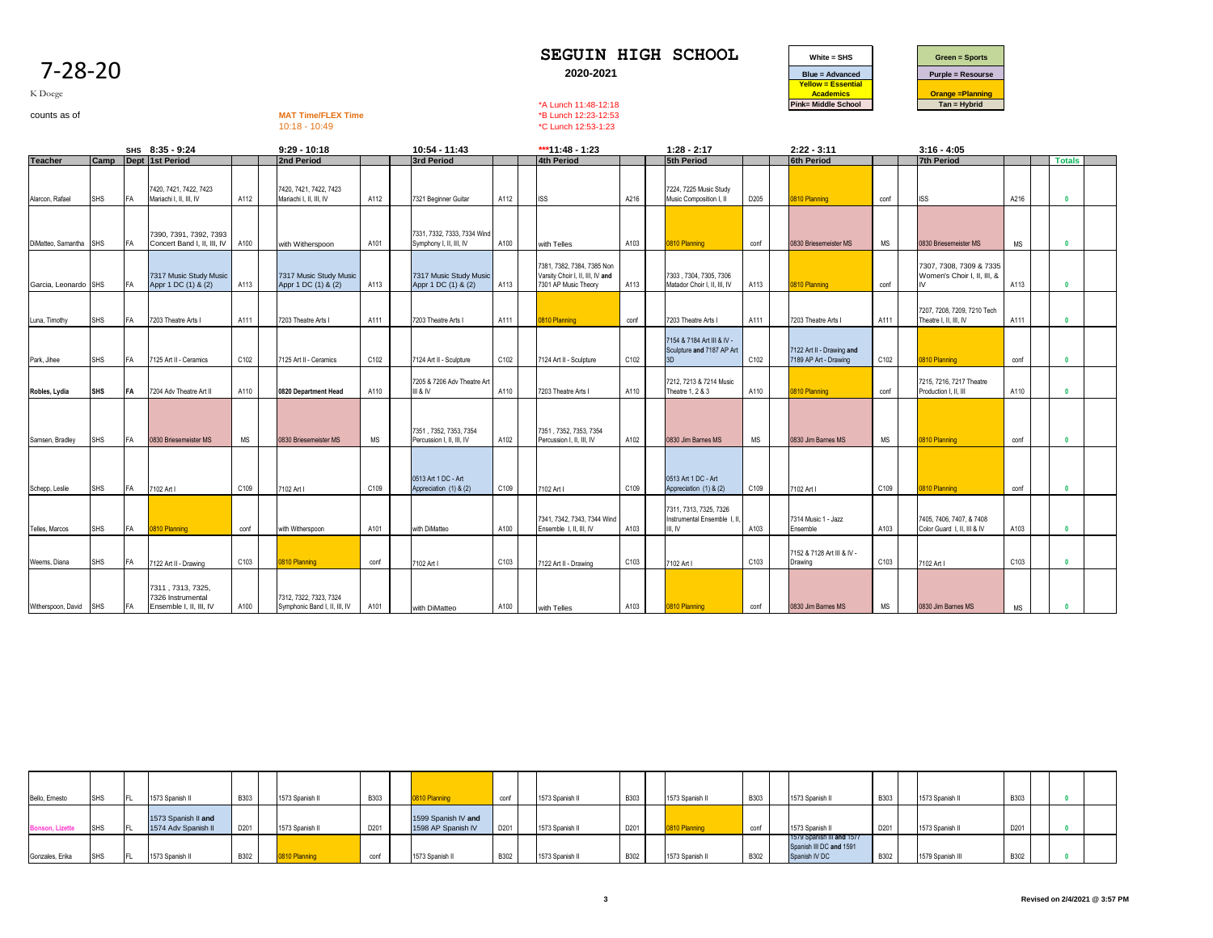# 7-28-20

K Doege

counts as of

**MAT Time/FLEX Time**
10:18 - 10:49

## SEGUIN HIGH SCHOOL

**2020-2021**

*A Lunch 11:48-12:18
*B Lunch 12:23-12:53
*C Lunch 12:53-1:23

| |
|---|
| White = SHS |
| Blue = Advanced |
| Yellow = Essential Academics |
| Pink= Middle School |

| |
|---|
| Green = Sports |
| Purple = Resourse |
| Orange =Planning |
| Tan = Hybrid |

| | | SHS | 8:35 - 9:24 | | 9:29 - 10:18 | | 10:54 - 11:43 | | ***11:48 - 1:23 | | 1:28 - 2:17 | | 2:22 - 3:11 | | 3:16 - 4:05 | | |
|---|---|---|---|---|---|---|---|---|---|---|---|---|---|---|---|---|---|
| **Teacher** | **Camp** | **Dept** | **1st Period** | | **2nd Period** | | **3rd Period** | | **4th Period** | | **5th Period** | | **6th Period** | | **7th Period** | | **Totals** |
| Alarcon, Rafael | SHS | FA | 7420, 7421, 7422, 7423 Mariachi I, II, III, IV | A112 | 7420, 7421, 7422, 7423 Mariachi I, II, III, IV | A112 | 7321 Beginner Guitar | A112 | ISS | A216 | 7224, 7225 Music Study Music Composition I, II | D205 | 0810 Planning | conf | ISS | A216 | 0 |
| DiMatteo, Samantha | SHS | FA | 7390, 7391, 7392, 7393 Concert Band I, II, III, IV | A100 | with Witherspoon | A101 | 7331, 7332, 7333, 7334 Wind Symphony I, II, III, IV | A100 | with Telles | A103 | 0810 Planning | conf | 0830 Briesemeister MS | MS | 0830 Briesemeister MS | MS | 0 |
| Garcia, Leonardo | SHS | FA | 7317 Music Study Music Appr 1 DC (1) & (2) | A113 | 7317 Music Study Music Appr 1 DC (1) & (2) | A113 | 7317 Music Study Music Appr 1 DC (1) & (2) | A113 | 7381, 7382, 7384, 7385 Non Varsity Choir I, II, III, IV **and** 7301 AP Music Theory | A113 | 7303 , 7304, 7305, 7306 Matador Choir I, II, III, IV | A113 | 0810 Planning | conf | 7307, 7308, 7309 & 7335 Women's Choir I, II, III, & IV | A113 | 0 |
| Luna, Timothy | SHS | FA | 7203 Theatre Arts I | A111 | 7203 Theatre Arts I | A111 | 7203 Theatre Arts I | A111 | 0810 Planning | conf | 7203 Theatre Arts I | A111 | 7203 Theatre Arts I | A111 | 7207, 7208, 7209, 7210 Tech Theatre I, II, III, IV | A111 | 0 |
| Park, Jihee | SHS | FA | 7125 Art II - Ceramics | C102 | 7125 Art II - Ceramics | C102 | 7124 Art II - Sculpture | C102 | 7124 Art II - Sculpture | C102 | 7154 & 7184 Art III & IV - Sculpture **and** 7187 AP Art 3D | C102 | 7122 Art II - Drawing **and** 7189 AP Art - Drawing | C102 | 0810 Planning | conf | 0 |
| **Robles, Lydia** | **SHS** | **FA** | 7204 Adv Theatre Art II | A110 | **0820 Department Head** | A110 | 7205 & 7206 Adv Theatre Art III & IV | A110 | 7203 Theatre Arts I | A110 | 7212, 7213 & 7214 Music Theatre 1, 2 & 3 | A110 | 0810 Planning | conf | 7215, 7216, 7217 Theatre Production I, II, III | A110 | 0 |
| Samsen, Bradley | SHS | FA | 0830 Briesemeister MS | MS | 0830 Briesemeister MS | MS | 7351 , 7352, 7353, 7354 Percussion I, II, III, IV | A102 | 7351 , 7352, 7353, 7354 Percussion I, II, III, IV | A102 | 0830 Jim Barnes MS | MS | 0830 Jim Barnes MS | MS | 0810 Planning | conf | 0 |
| Schepp, Leslie | SHS | FA | 7102 Art I | C109 | 7102 Art I | C109 | 0513 Art 1 DC - Art Appreciation (1) & (2) | C109 | 7102 Art I | C109 | 0513 Art 1 DC - Art Appreciation (1) & (2) | C109 | 7102 Art I | C109 | 0810 Planning | conf | 0 |
| Telles, Marcos | SHS | FA | 0810 Planning | conf | with Witherspoon | A101 | with DiMatteo | A100 | 7341, 7342, 7343, 7344 Wind Ensemble I, II, III, IV | A103 | 7311, 7313, 7325, 7326 Instrumental Ensemble I, II, III, IV | A103 | 7314 Music 1 - Jazz Ensemble | A103 | 7405, 7406, 7407, & 7408 Color Guard I, II, III & IV | A103 | 0 |
| Weems, Diana | SHS | FA | 7122 Art II - Drawing | C103 | 0810 Planning | conf | 7102 Art I | C103 | 7122 Art II - Drawing | C103 | 7102 Art I | C103 | 7152 & 7128 Art III & IV - Drawing | C103 | 7102 Art I | C103 | 0 |
| Witherspoon, David | SHS | FA | 7311 , 7313, 7325, 7326 Instrumental Ensemble I, II, III, IV | A100 | 7312, 7322, 7323, 7324 Symphonic Band I, II, III, IV | A101 | with DiMatteo | A100 | with Telles | A103 | 0810 Planning | conf | 0830 Jim Barnes MS | MS | 0830 Jim Barnes MS | MS | 0 |

| | | | | | | | | | | | | | | | | | |
|---|---|---|---|---|---|---|---|---|---|---|---|---|---|---|---|---|---|
| Bello, Ernesto | SHS | FL | 1573 Spanish II | B303 | 1573 Spanish II | B303 | 0810 Planning | conf | 1573 Spanish II | B303 | 1573 Spanish II | B303 | 1573 Spanish II | B303 | 1573 Spanish II | B303 | 0 |
| Bonson, Lizette | SHS | FL | 1573 Spanish II **and** 1574 Adv Spanish II | D201 | 1573 Spanish II | D201 | 1599 Spanish IV **and** 1598 AP Spanish IV | D201 | 1573 Spanish II | D201 | 0810 Planning | conf | 1573 Spanish II | D201 | 1573 Spanish II | D201 | 0 |
| Gonzales, Erika | SHS | FL | 1573 Spanish II | B302 | 0810 Planning | conf | 1573 Spanish II | B302 | 1573 Spanish II | B302 | 1573 Spanish II | B302 | 1579 Spanish III **and** 1577 Spanish III DC and 1591 Spanish IV DC | B302 | 1579 Spanish III | B302 | 0 |

**Revised on 2/4/2021 @ 3:57 PM**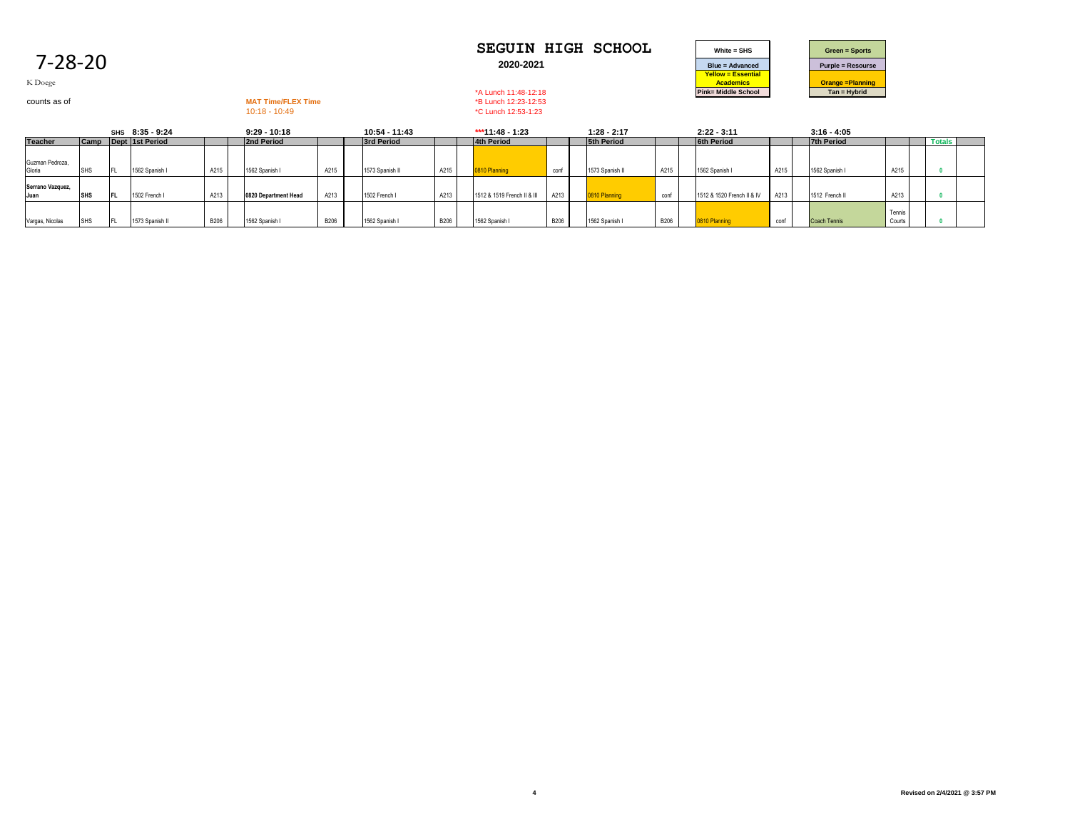# 7-28-20

K Doege

counts as of

**MAT Time/FLEX Time**
10:18 - 10:49

## SEGUIN HIGH SCHOOL

**2020-2021**

*A Lunch 11:48-12:18
*B Lunch 12:23-12:53
*C Lunch 12:53-1:23

| White = SHS | Green = Sports |
|---|---|
| Blue = Advanced | Purple = Resourse |
| Yellow = Essential Academics | Orange =Planning |
| Pink= Middle School | Tan = Hybrid |

| | | SHS | 8:35 - 9:24 | | | 9:29 - 10:18 | | | 10:54 - 11:43 | | | ***11:48 - 1:23 | | | 1:28 - 2:17 | | | 2:22 - 3:11 | | | 3:16 - 4:05 | | | | |
|---|---|---|---|---|---|---|---|---|---|---|---|---|---|---|---|---|---|---|---|---|---|---|---|---|---|
| **Teacher** | **Camp** | **Dept** | **1st Period** | | | **2nd Period** | | | **3rd Period** | | | **4th Period** | | | **5th Period** | | | **6th Period** | | | **7th Period** | | | **Totals** | |
| Guzman Pedroza, Gloria | SHS | FL | 1562 Spanish I | A215 | | 1562 Spanish I | A215 | | 1573 Spanish II | A215 | | 0810 Planning | conf | | 1573 Spanish II | A215 | | 1562 Spanish I | A215 | | 1562 Spanish I | A215 | | 0 | |
| **Serrano Vazquez, Juan** | **SHS** | **FL** | 1502 French I | A213 | | **0820 Department Head** | A213 | | 1502 French I | A213 | | 1512 & 1519 French II & III | A213 | | 0810 Planning | conf | | 1512 & 1520 French II & IV | A213 | | 1512 French II | A213 | | 0 | |
| Vargas, Nicolas | SHS | FL | 1573 Spanish II | B206 | | 1562 Spanish I | B206 | | 1562 Spanish I | B206 | | 1562 Spanish I | B206 | | 1562 Spanish I | B206 | | 0810 Planning | conf | | Coach Tennis | Tennis Courts | | 0 | |

Revised on 2/4/2021 @ 3:57 PM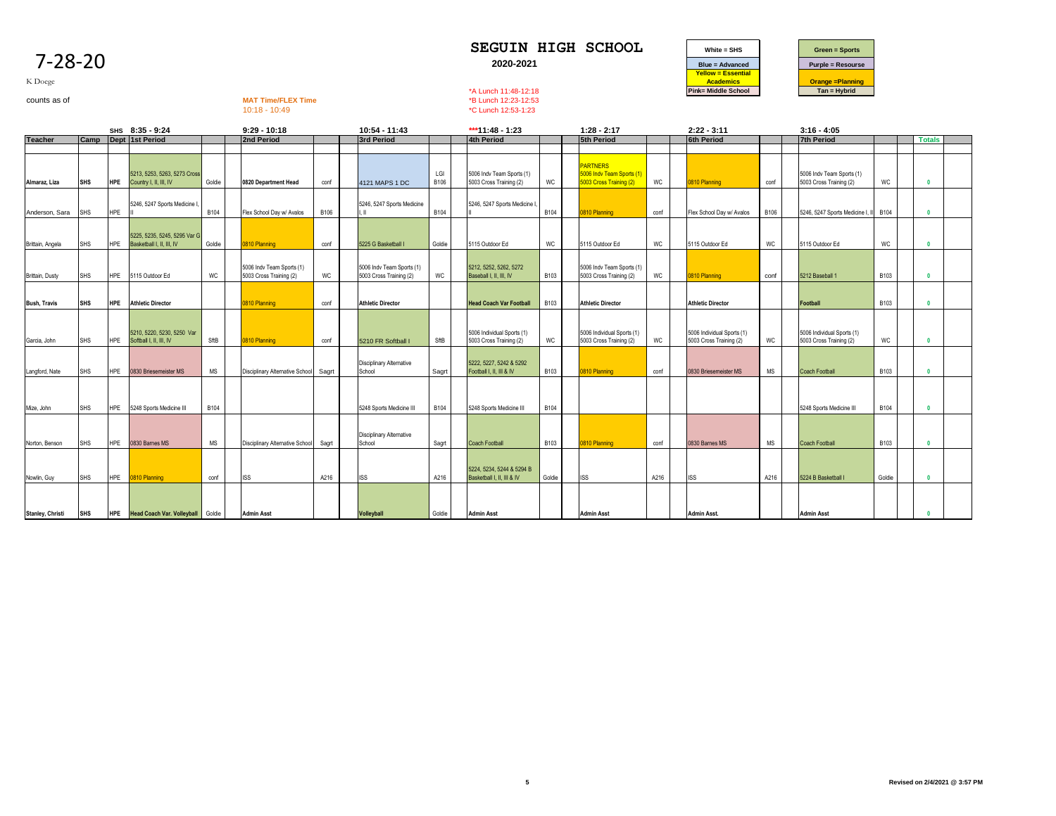# SEGUIN HIGH SCHOOL

**2020-2021**

7-28-20

K Doege

counts as of

**MAT Time/FLEX Time**
10:18 - 10:49

*A Lunch 11:48-12:18
*B Lunch 12:23-12:53
*C Lunch 12:53-1:23

| White = SHS | Green = Sports |
|---|---|
| Blue = Advanced | Purple = Resourse |
| Yellow = Essential Academics | Orange =Planning |
| Pink= Middle School | Tan = Hybrid |

| Teacher | Camp | Dept | SHS 8:35 - 9:24 1st Period | | 9:29 - 10:18 2nd Period | | 10:54 - 11:43 3rd Period | | ***11:48 - 1:23 4th Period | | 1:28 - 2:17 5th Period | | 2:22 - 3:11 6th Period | | 3:16 - 4:05 7th Period | | Totals |
|---|---|---|---|---|---|---|---|---|---|---|---|---|---|---|---|---|---|
| Almaraz, Liza | SHS | HPE | 5213, 5253, 5263, 5273 Cross Country I, II, III, IV | Goldie | 0820 Department Head | conf | 4121 MAPS 1 DC | LGI B106 | 5006 Indv Team Sports (1) 5003 Cross Training (2) | WC | PARTNERS 5006 Indv Team Sports (1) 5003 Cross Training (2) | WC | 0810 Planning | conf | 5006 Indv Team Sports (1) 5003 Cross Training (2) | WC | 0 |
| Anderson, Sara | SHS | HPE | 5246, 5247 Sports Medicine I, II | B104 | Flex School Day w/ Avalos | B106 | 5246, 5247 Sports Medicine I, II | B104 | 5246, 5247 Sports Medicine I, II | B104 | 0810 Planning | conf | Flex School Day w/ Avalos | B106 | 5246, 5247 Sports Medicine I, II | B104 | 0 |
| Brittain, Angela | SHS | HPE | 5225, 5235, 5245, 5295 Var G Basketball I, II, III, IV | Goldie | 0810 Planning | conf | 5225 G Basketball I | Goldie | 5115 Outdoor Ed | WC | 5115 Outdoor Ed | WC | 5115 Outdoor Ed | WC | 5115 Outdoor Ed | WC | 0 |
| Brittain, Dusty | SHS | HPE | 5115 Outdoor Ed | WC | 5006 Indv Team Sports (1) 5003 Cross Training (2) | WC | 5006 Indv Team Sports (1) 5003 Cross Training (2) | WC | 5212, 5252, 5262, 5272 Baseball I, II, III, IV | B103 | 5006 Indv Team Sports (1) 5003 Cross Training (2) | WC | 0810 Planning | conf | 5212 Baseball 1 | B103 | 0 |
| Bush, Travis | SHS | HPE | Athletic Director | | 0810 Planning | conf | Athletic Director | | Head Coach Var Football | B103 | Athletic Director | | Athletic Director | | Football | B103 | 0 |
| Garcia, John | SHS | HPE | 5210, 5220, 5230, 5250 Var Softball I, II, III, IV | SftB | 0810 Planning | conf | 5210 FR Softball I | SftB | 5006 Individual Sports (1) 5003 Cross Training (2) | WC | 5006 Individual Sports (1) 5003 Cross Training (2) | WC | 5006 Individual Sports (1) 5003 Cross Training (2) | WC | 5006 Individual Sports (1) 5003 Cross Training (2) | WC | 0 |
| Langford, Nate | SHS | HPE | 0830 Briesemeister MS | MS | Disciplinary Alternative School | Sagrt | Disciplinary Alternative School | Sagrt | 5222, 5227, 5242 & 5292 Football I, II, III & IV | B103 | 0810 Planning | conf | 0830 Briesemeister MS | MS | Coach Football | B103 | 0 |
| Mize, John | SHS | HPE | 5248 Sports Medicine III | B104 | | | 5248 Sports Medicine III | B104 | 5248 Sports Medicine III | B104 | | | | | 5248 Sports Medicine III | B104 | 0 |
| Norton, Benson | SHS | HPE | 0830 Barnes MS | MS | Disciplinary Alternative School | Sagrt | Disciplinary Alternative School | Sagrt | Coach Football | B103 | 0810 Planning | conf | 0830 Barnes MS | MS | Coach Football | B103 | 0 |
| Nowlin, Guy | SHS | HPE | 0810 Planning | conf | ISS | A216 | ISS | A216 | 5224, 5234, 5244 & 5294 B Basketball I, II, III & IV | Goldie | ISS | A216 | ISS | A216 | 5224 B Basketball I | Goldie | 0 |
| Stanley, Christi | SHS | HPE | Head Coach Var. Volleyball | Goldie | Admin Asst | | Volleyball | Goldie | Admin Asst | | Admin Asst | | Admin Asst. | | Admin Asst | | 0 |

Revised on 2/4/2021 @ 3:57 PM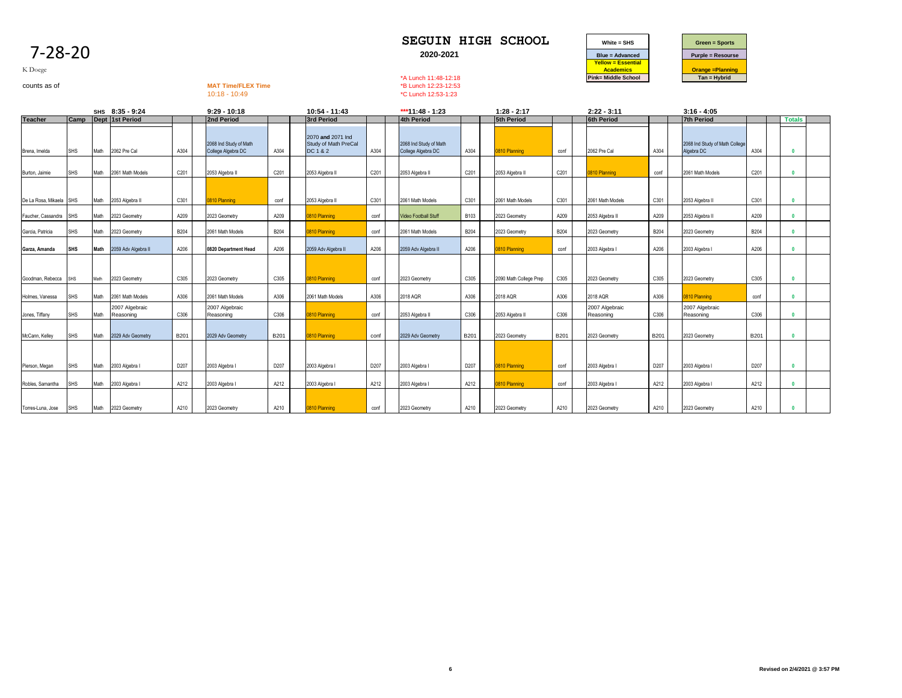7-28-20

K Doege

counts as of

# SEGUIN HIGH SCHOOL

**2020-2021**

| White = SHS | Green = Sports |
|---|---|
| Blue = Advanced | Purple = Resourse |
| Yellow = Essential Academics | Orange =Planning |
| Pink= Middle School | Tan = Hybrid |

**MAT Time/FLEX Time**
10:18 - 10:49

*A Lunch 11:48-12:18
*B Lunch 12:23-12:53
*C Lunch 12:53-1:23

| | | SHS | 8:35 - 9:24 | | | 9:29 - 10:18 | | | 10:54 - 11:43 | | | ***11:48 - 1:23 | | | 1:28 - 2:17 | | | 2:22 - 3:11 | | | 3:16 - 4:05 | | | |
|---|---|---|---|---|---|---|---|---|---|---|---|---|---|---|---|---|---|---|---|---|---|---|---|---|
| **Teacher** | **Camp** | **Dept** | **1st Period** | | | **2nd Period** | | | **3rd Period** | | | **4th Period** | | | **5th Period** | | | **6th Period** | | | **7th Period** | | | **Totals** |
| Brena, Imelda | SHS | Math | 2062 Pre Cal | A304 | | 2068 Ind Study of Math College Algebra DC | A304 | | 2070 **and** 2071 Ind Study of Math PreCal DC 1 & 2 | A304 | | 2068 Ind Study of Math College Algebra DC | A304 | | 0810 Planning | conf | | 2062 Pre Cal | A304 | | 2068 Ind Study of Math College Algebra DC | A304 | | 0 |
| Burton, Jaimie | SHS | Math | 2061 Math Models | C201 | | 2053 Algebra II | C201 | | 2053 Algebra II | C201 | | 2053 Algebra II | C201 | | 2053 Algebra II | C201 | | 0810 Planning | conf | | 2061 Math Models | C201 | | 0 |
| De La Rosa, Mikaela | SHS | Math | 2053 Algebra II | C301 | | 0810 Planning | conf | | 2053 Algebra II | C301 | | 2061 Math Models | C301 | | 2061 Math Models | C301 | | 2061 Math Models | C301 | | 2053 Algebra II | C301 | | 0 |
| Faucher, Cassandra | SHS | Math | 2023 Geometry | A209 | | 2023 Geometry | A209 | | 0810 Planning | conf | | Video Football Stuff | B103 | | 2023 Geometry | A209 | | 2053 Algebra II | A209 | | 2053 Algebra II | A209 | | 0 |
| Garcia, Patricia | SHS | Math | 2023 Geometry | B204 | | 2061 Math Models | B204 | | 0810 Planning | conf | | 2061 Math Models | B204 | | 2023 Geometry | B204 | | 2023 Geometry | B204 | | 2023 Geometry | B204 | | 0 |
| **Garza, Amanda** | **SHS** | **Math** | 2059 Adv Algebra II | A206 | | **0820 Department Head** | A206 | | 2059 Adv Algebra II | A206 | | 2059 Adv Algebra II | A206 | | 0810 Planning | conf | | 2003 Algebra I | A206 | | 2003 Algebra I | A206 | | 0 |
| Goodman, Rebecca | SHS | Math | 2023 Geometry | C305 | | 2023 Geometry | C305 | | 0810 Planning | conf | | 2023 Geometry | C305 | | 2090 Math College Prep | C305 | | 2023 Geometry | C305 | | 2023 Geometry | C305 | | 0 |
| Holmes, Vanessa | SHS | Math | 2061 Math Models | A306 | | 2061 Math Models | A306 | | 2061 Math Models | A306 | | 2018 AQR | A306 | | 2018 AQR | A306 | | 2018 AQR | A306 | | 0810 Planning | conf | | 0 |
| Jones, Tiffany | SHS | Math | 2007 Algebraic Reasoning | C306 | | 2007 Algebraic Reasoning | C306 | | 0810 Planning | conf | | 2053 Algebra II | C306 | | 2053 Algebra II | C306 | | 2007 Algebraic Reasoning | C306 | | 2007 Algebraic Reasoning | C306 | | 0 |
| McCann, Kelley | SHS | Math | 2029 Adv Geometry | B201 | | 2029 Adv Geometry | B201 | | 0810 Planning | conf | | 2029 Adv Geometry | B201 | | 2023 Geometry | B201 | | 2023 Geometry | B201 | | 2023 Geometry | B201 | | 0 |
| Pierson, Megan | SHS | Math | 2003 Algebra I | D207 | | 2003 Algebra I | D207 | | 2003 Algebra I | D207 | | 2003 Algebra I | D207 | | 0810 Planning | conf | | 2003 Algebra I | D207 | | 2003 Algebra I | D207 | | 0 |
| Robles, Samantha | SHS | Math | 2003 Algebra I | A212 | | 2003 Algebra I | A212 | | 2003 Algebra I | A212 | | 2003 Algebra I | A212 | | 0810 Planning | conf | | 2003 Algebra I | A212 | | 2003 Algebra I | A212 | | 0 |
| Torres-Luna, Jose | SHS | Math | 2023 Geometry | A210 | | 2023 Geometry | A210 | | 0810 Planning | conf | | 2023 Geometry | A210 | | 2023 Geometry | A210 | | 2023 Geometry | A210 | | 2023 Geometry | A210 | | 0 |

Revised on 2/4/2021 @ 3:57 PM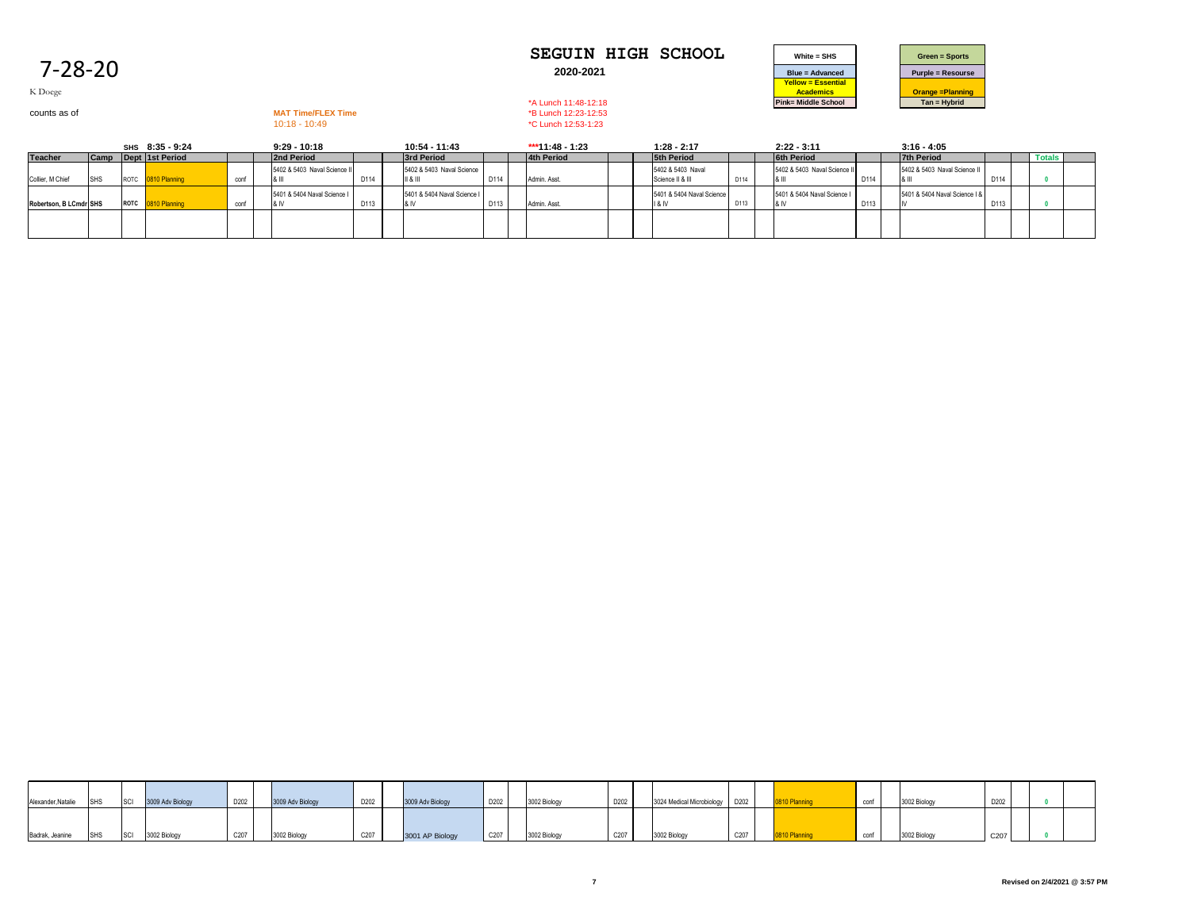# 7-28-20

K Doege

counts as of

**MAT Time/FLEX Time**
10:18 - 10:49

## SEGUIN HIGH SCHOOL

**2020-2021**

*A Lunch 11:48-12:18
*B Lunch 12:23-12:53
*C Lunch 12:53-1:23

| | |
|---|---|
| White = SHS | Green = Sports |
| Blue = Advanced | Purple = Resourse |
| Yellow = Essential Academics | Orange =Planning |
| Pink= Middle School | Tan = Hybrid |

| | | SHS | 8:35 - 9:24 | | | 9:29 - 10:18 | | | 10:54 - 11:43 | | | ***11:48 - 1:23 | | | 1:28 - 2:17 | | | 2:22 - 3:11 | | | 3:16 - 4:05 | | | | |
|---|---|---|---|---|---|---|---|---|---|---|---|---|---|---|---|---|---|---|---|---|---|---|---|---|---|
| **Teacher** | **Camp** | **Dept** | **1st Period** | | | **2nd Period** | | | **3rd Period** | | | **4th Period** | | | **5th Period** | | | **6th Period** | | | **7th Period** | | | **Totals** | |
| Collier, M Chief | SHS | ROTC | 0810 Planning | conf | | 5402 & 5403 Naval Science II & III | D114 | | 5402 & 5403 Naval Science II & III | D114 | | Admin. Asst. | | | 5402 & 5403 Naval Science II & III | D114 | | 5402 & 5403 Naval Science II & III | D114 | | 5402 & 5403 Naval Science II & III | D114 | | 0 | |
| **Robertson, B LCmdr** | **SHS** | **ROTC** | 0810 Planning | conf | | 5401 & 5404 Naval Science I & IV | D113 | | 5401 & 5404 Naval Science I & IV | D113 | | Admin. Asst. | | | 5401 & 5404 Naval Science I & IV | D113 | | 5401 & 5404 Naval Science I & IV | D113 | | 5401 & 5404 Naval Science I & IV | D113 | | 0 | |
| | | | | | | | | | | | | | | | | | | | | | | | | | |
| Alexander,Natalie | SHS | SCI | 3009 Adv Biology | D202 | | 3009 Adv Biology | D202 | | 3009 Adv Biology | D202 | | 3002 Biology | D202 | | 3024 Medical Microbiology | D202 | | 0810 Planning | conf | | 3002 Biology | D202 | | 0 | |
| Badrak, Jeanine | SHS | SCI | 3002 Biology | C207 | | 3002 Biology | C207 | | 3001 AP Biology | C207 | | 3002 Biology | C207 | | 3002 Biology | C207 | | 0810 Planning | conf | | 3002 Biology | C207 | | 0 | |

Revised on 2/4/2021 @ 3:57 PM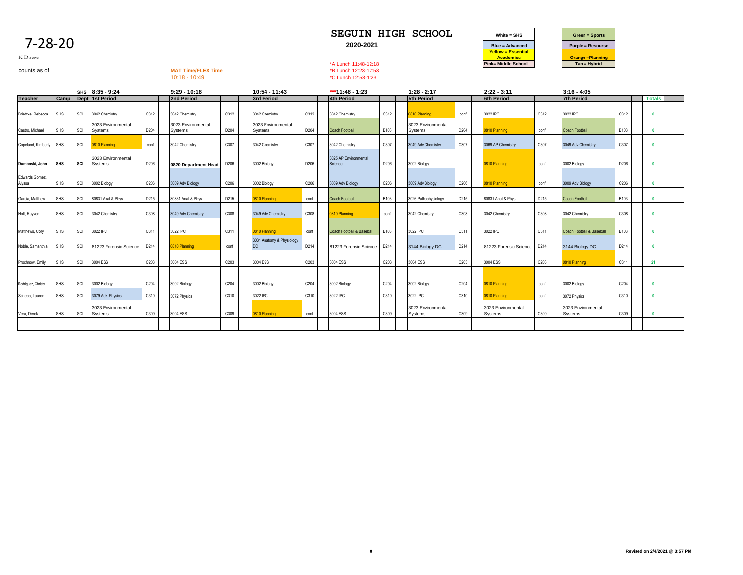# 7-28-20

K Doege

counts as of

**MAT Time/FLEX Time**
10:18 - 10:49

## SEGUIN HIGH SCHOOL

**2020-2021**

*A Lunch 11:48-12:18
*B Lunch 12:23-12:53
*C Lunch 12:53-1:23

| White = SHS | Green = Sports |
|---|---|
| Blue = Advanced | Purple = Resourse |
| Yellow = Essential Academics | Orange =Planning |
| Pink= Middle School | Tan = Hybrid |

| Teacher | Camp | Dept | 1st Period (SHS 8:35 - 9:24) | | | 2nd Period (9:29 - 10:18) | | | 3rd Period (10:54 - 11:43) | | | 4th Period (***11:48 - 1:23) | | | 5th Period (1:28 - 2:17) | | | 6th Period (2:22 - 3:11) | | | 7th Period (3:16 - 4:05) | | | Totals | |
|---|---|---|---|---|---|---|---|---|---|---|---|---|---|---|---|---|---|---|---|---|---|---|---|---|---|
| Brietzke, Rebecca | SHS | SCI | 3042 Chemistry | C312 | | 3042 Chemistry | C312 | | 3042 Chemistry | C312 | | 3042 Chemistry | C312 | | 0810 Planning | conf | | 3022 IPC | C312 | | 3022 IPC | C312 | | 0 | |
| Castro, Michael | SHS | SCI | 3023 Environmental Systems | D204 | | 3023 Environmental Systems | D204 | | 3023 Environmental Systems | D204 | | Coach Football | B103 | | 3023 Environmental Systems | D204 | | 0810 Planning | conf | | Coach Football | B103 | | 0 | |
| Copeland, Kimberly | SHS | SCI | 0810 Planning | conf | | 3042 Chemistry | C307 | | 3042 Chemistry | C307 | | 3042 Chemistry | C307 | | 3049 Adv Chemistry | C307 | | 3069 AP Chemistry | C307 | | 3049 Adv Chemistry | C307 | | 0 | |
| **Dumboski, John** | **SHS** | **SCI** | 3023 Environmental Systems | D206 | | **0820 Department Head** | D206 | | 3002 Biology | D206 | | 3025 AP Environmental Science | D206 | | 3002 Biology | | | 0810 Planning | conf | | 3002 Biology | D206 | | 0 | |
| Edwards Gomez, Alyssa | SHS | SCI | 3002 Biology | C206 | | 3009 Adv Biology | C206 | | 3002 Biology | C206 | | 3009 Adv Biology | C206 | | 3009 Adv Biology | C206 | | 0810 Planning | conf | | 3009 Adv Biology | C206 | | 0 | |
| Garcia, Matthew | SHS | SCI | 80831 Anat & Phys | D215 | | 80831 Anat & Phys | D215 | | 0810 Planning | conf | | Coach Football | B103 | | 3026 Pathophysiology | D215 | | 80831 Anat & Phys | D215 | | Coach Football | B103 | | 0 | |
| Holt, Rayven | SHS | SCI | 3042 Chemistry | C308 | | 3049 Adv Chemistry | C308 | | 3049 Adv Chemistry | C308 | | 0810 Planning | conf | | 3042 Chemistry | C308 | | 3042 Chemistry | C308 | | 3042 Chemistry | C308 | | 0 | |
| Matthews, Cory | SHS | SCI | 3022 IPC | C311 | | 3022 IPC | C311 | | 0810 Planning | conf | | Coach Football & Baseball | B103 | | 3022 IPC | C311 | | 3022 IPC | C311 | | Coach Football & Baseball | B103 | | 0 | |
| Noble, Samanthia | SHS | SCI | 81223 Forensic Science | D214 | | 0810 Planning | conf | | 3031 Anatomy & Physiology DC | D214 | | 81223 Forensic Science | D214 | | 3144 Biology DC | D214 | | 81223 Forensic Science | D214 | | 3144 Biology DC | D214 | | 0 | |
| Prochnow, Emily | SHS | SCI | 3004 ESS | C203 | | 3004 ESS | C203 | | 3004 ESS | C203 | | 3004 ESS | C203 | | 3004 ESS | C203 | | 3004 ESS | C203 | | 0810 Planning | C311 | | 21 | |
| Rodriguez, Christy | SHS | SCI | 3002 Biology | C204 | | 3002 Biology | C204 | | 3002 Biology | C204 | | 3002 Biology | C204 | | 3002 Biology | C204 | | 0810 Planning | conf | | 3002 Biology | C204 | | 0 | |
| Schepp, Lauren | SHS | SCI | 3079 Adv Physics | C310 | | 3072 Physics | C310 | | 3022 IPC | C310 | | 3022 IPC | C310 | | 3022 IPC | C310 | | 0810 Planning | conf | | 3072 Physics | C310 | | 0 | |
| Vera, Derek | SHS | SCI | 3023 Environmental Systems | C309 | | 3004 ESS | C309 | | 0810 Planning | conf | | 3004 ESS | C309 | | 3023 Environmental Systems | C309 | | 3023 Environmental Systems | C309 | | 3023 Environmental Systems | C309 | | 0 | |

Revised on 2/4/2021 @ 3:57 PM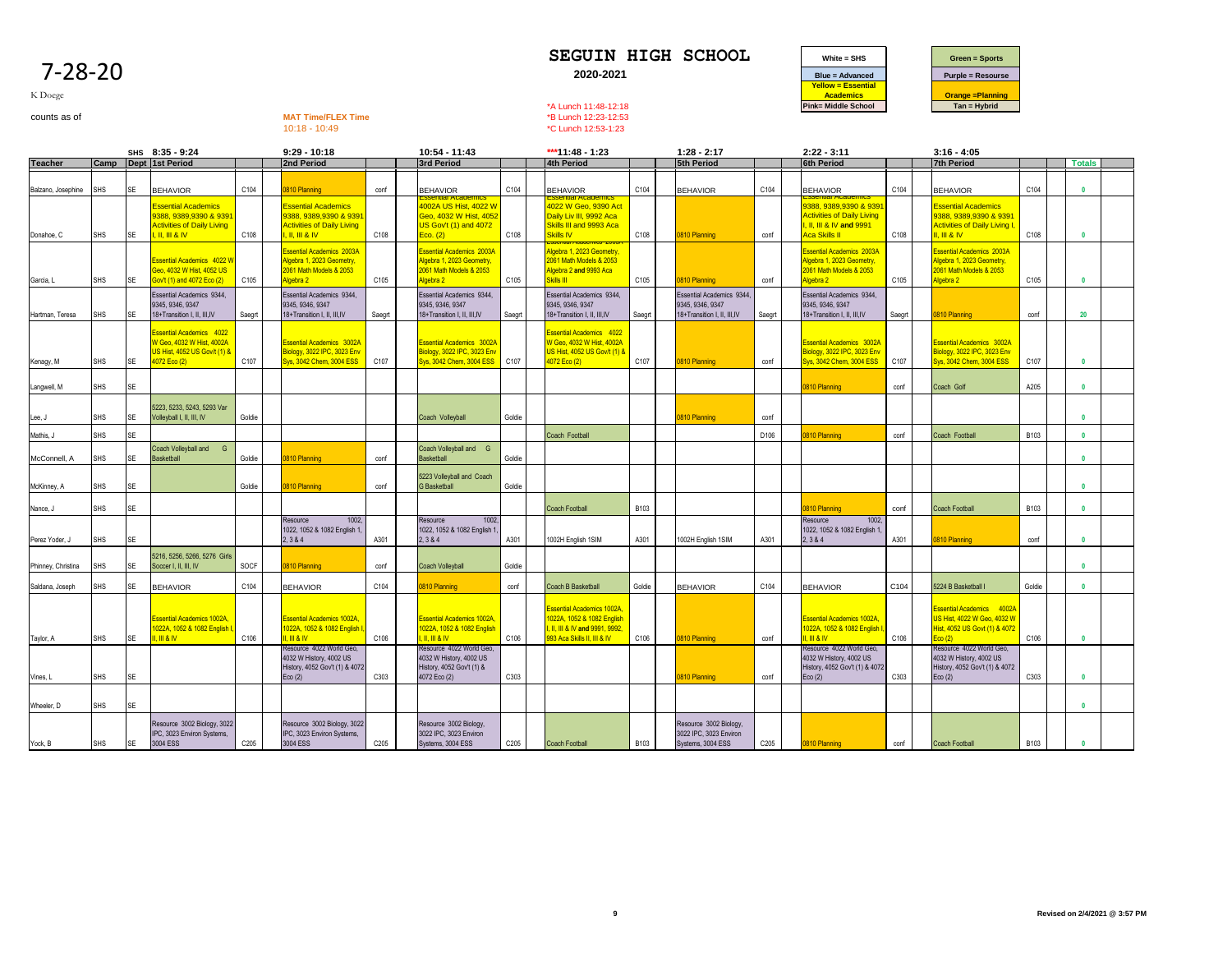# 7-28-20

K Doege

counts as of

**MAT Time/FLEX Time**
10:18 - 10:49

## SEGUIN HIGH SCHOOL

**2020-2021**

*A Lunch 11:48-12:18
*B Lunch 12:23-12:53
*C Lunch 12:53-1:23

| White = SHS | Green = Sports |
|---|---|
| Blue = Advanced | Purple = Resourse |
| Yellow = Essential Academics | Orange =Planning |
| Pink= Middle School | Tan = Hybrid |

| Teacher | Camp | SHS Dept | 8:35 - 9:24 1st Period | | 9:29 - 10:18 2nd Period | | 10:54 - 11:43 3rd Period | | ***11:48 - 1:23 4th Period | | 1:28 - 2:17 5th Period | | 2:22 - 3:11 6th Period | | 3:16 - 4:05 7th Period | | Totals |
|---|---|---|---|---|---|---|---|---|---|---|---|---|---|---|---|---|---|
| Balzano, Josephine | SHS | SE | BEHAVIOR | C104 | 0810 Planning | conf | BEHAVIOR | C104 | BEHAVIOR | C104 | BEHAVIOR | C104 | BEHAVIOR | C104 | BEHAVIOR | C104 | 0 |
| Donahoe, C | SHS | SE | Essential Academics 9388, 9389,9390 & 9391 Activities of Daily Living I, II, III & IV | C108 | Essential Academics 9388, 9389,9390 & 9391 Activities of Daily Living I, II, III & IV | C108 | Essential Academics 4002A US Hist, 4022 W Geo, 4032 W Hist, 4052 US Gov't (1) and 4072 Eco. (2) | C108 | Essential Academics 4022 W Geo, 9390 Act Daily Liv III, 9992 Aca Skills III and 9993 Aca Skills IV | C108 | 0810 Planning | conf | Essential Academics 9388, 9389,9390 & 9391 Activities of Daily Living I, II, III & IV and 9991 Aca Skills II | C108 | Essential Academics 9388, 9389,9390 & 9391 Activities of Daily Living I, II, III & IV | C108 | 0 |
| Garcia, L | SHS | SE | Essential Academics 4022 W Geo, 4032 W Hist, 4052 US Gov't (1) and 4072 Eco (2) | C105 | Essential Academics 2003A Algebra 1, 2023 Geometry, 2061 Math Models & 2053 Algebra 2 | C105 | Essential Academics 2003A Algebra 1, 2023 Geometry, 2061 Math Models & 2053 Algebra 2 | C105 | Essential Academics 2003A Algebra 1, 2023 Geometry, 2061 Math Models & 2053 Algebra 2 and 9993 Aca Skills III | C105 | 0810 Planning | conf | Essential Academics 2003A Algebra 1, 2023 Geometry, 2061 Math Models & 2053 Algebra 2 | C105 | Essential Academics 2003A Algebra 1, 2023 Geometry, 2061 Math Models & 2053 Algebra 2 | C105 | 0 |
| Hartman, Teresa | SHS | SE | Essential Academics 9344, 9345, 9346, 9347 18+Transition I, II, III,IV | Saegrt | Essential Academics 9344, 9345, 9346, 9347 18+Transition I, II, III,IV | Saegrt | Essential Academics 9344, 9345, 9346, 9347 18+Transition I, II, III,IV | Saegrt | Essential Academics 9344, 9345, 9346, 9347 18+Transition I, II, III,IV | Saegrt | Essential Academics 9344, 9345, 9346, 9347 18+Transition I, II, III,IV | Saegrt | Essential Academics 9344, 9345, 9346, 9347 18+Transition I, II, III,IV | Saegrt | 0810 Planning | conf | 20 |
| Kenagy, M | SHS | SE | Essential Academics 4022 W Geo, 4032 W Hist, 4002A US Hist, 4052 US Gov't (1) & 4072 Eco (2) | C107 | Essential Academics 3002A Biology, 3022 IPC, 3023 Env Sys, 3042 Chem, 3004 ESS | C107 | Essential Academics 3002A Biology, 3022 IPC, 3023 Env Sys, 3042 Chem, 3004 ESS | C107 | Essential Academics 4022 W Geo, 4032 W Hist, 4002A US Hist, 4052 US Gov't (1) & 4072 Eco (2) | C107 | 0810 Planning | conf | Essential Academics 3002A Biology, 3022 IPC, 3023 Env Sys, 3042 Chem, 3004 ESS | C107 | Essential Academics 3002A Biology, 3022 IPC, 3023 Env Sys, 3042 Chem, 3004 ESS | C107 | 0 |
| Langwell, M | SHS | SE | | | | | | | | | | | 0810 Planning | conf | Coach Golf | A205 | 0 |
| Lee, J | SHS | SE | 5223, 5233, 5243, 5293 Var Volleyball I, II, III, IV | Goldie | | | Coach Volleyball | Goldie | | | 0810 Planning | conf | | | | | 0 |
| Mathis, J | SHS | SE | | | | | | | Coach Football | | | D106 | 0810 Planning | conf | Coach Football | B103 | 0 |
| McConnell, A | SHS | SE | Coach Volleyball and G Basketball | Goldie | 0810 Planning | conf | Coach Volleyball and G Basketball | Goldie | | | | | | | | | 0 |
| McKinney, A | SHS | SE | | Goldie | 0810 Planning | conf | 5223 Volleyball and Coach G Basketball | Goldie | | | | | | | | | 0 |
| Nance, J | SHS | SE | | | | | | | Coach Football | B103 | | | 0810 Planning | conf | Coach Football | B103 | 0 |
| Perez Yoder, J | SHS | SE | | | Resource 1002, 1022, 1052 & 1082 English 1, 2, 3 & 4 | A301 | Resource 1002, 1022, 1052 & 1082 English 1, 2, 3 & 4 | A301 | 1002H English 1SIM | A301 | 1002H English 1SIM | A301 | Resource 1002, 1022, 1052 & 1082 English 1, 2, 3 & 4 | A301 | 0810 Planning | conf | 0 |
| Phinney, Christina | SHS | SE | 5216, 5256, 5266, 5276 Girls Soccer I, II, III, IV | SOCF | 0810 Planning | conf | Coach Volleyball | Goldie | | | | | | | | | 0 |
| Saldana, Joseph | SHS | SE | BEHAVIOR | C104 | BEHAVIOR | C104 | 0810 Planning | conf | Coach B Basketball | Goldie | BEHAVIOR | C104 | BEHAVIOR | C104 | 5224 B Basketball I | Goldie | 0 |
| Taylor, A | SHS | SE | Essential Academics 1002A, 1022A, 1052 & 1082 English I, II, III & IV | C106 | Essential Academics 1002A, 1022A, 1052 & 1082 English I, II, III & IV | C106 | Essential Academics 1002A, 1022A, 1052 & 1082 English I, II, III & IV | C106 | Essential Academics 1002A, 1022A, 1052 & 1082 English I, II, III & IV and 9991, 9992, 993 Aca Skills II, III & IV | C106 | 0810 Planning | conf | Essential Academics 1002A, 1022A, 1052 & 1082 English I, II, III & IV | C106 | Essential Academics 4002A US Hist, 4022 W Geo, 4032 W Hist, 4052 US Govt (1) & 4072 Eco (2) | C106 | 0 |
| Vines, L | SHS | SE | | | Resource 4022 World Geo, 4032 W History, 4002 US History, 4052 Gov't (1) & 4072 Eco (2) | C303 | Resource 4022 World Geo, 4032 W History, 4002 US History, 4052 Gov't (1) & 4072 Eco (2) | C303 | | | 0810 Planning | conf | Resource 4022 World Geo, 4032 W History, 4002 US History, 4052 Gov't (1) & 4072 Eco (2) | C303 | Resource 4022 World Geo, 4032 W History, 4002 US History, 4052 Gov't (1) & 4072 Eco (2) | C303 | 0 |
| Wheeler, D | SHS | SE | | | | | | | | | | | | | | | 0 |
| Yock, B | SHS | SE | Resource 3002 Biology, 3022 IPC, 3023 Environ Systems, 3004 ESS | C205 | Resource 3002 Biology, 3022 IPC, 3023 Environ Systems, 3004 ESS | C205 | Resource 3002 Biology, 3022 IPC, 3023 Environ Systems, 3004 ESS | C205 | Coach Football | B103 | Resource 3002 Biology, 3022 IPC, 3023 Environ Systems, 3004 ESS | C205 | 0810 Planning | conf | Coach Football | B103 | 0 |

Revised on 2/4/2021 @ 3:57 PM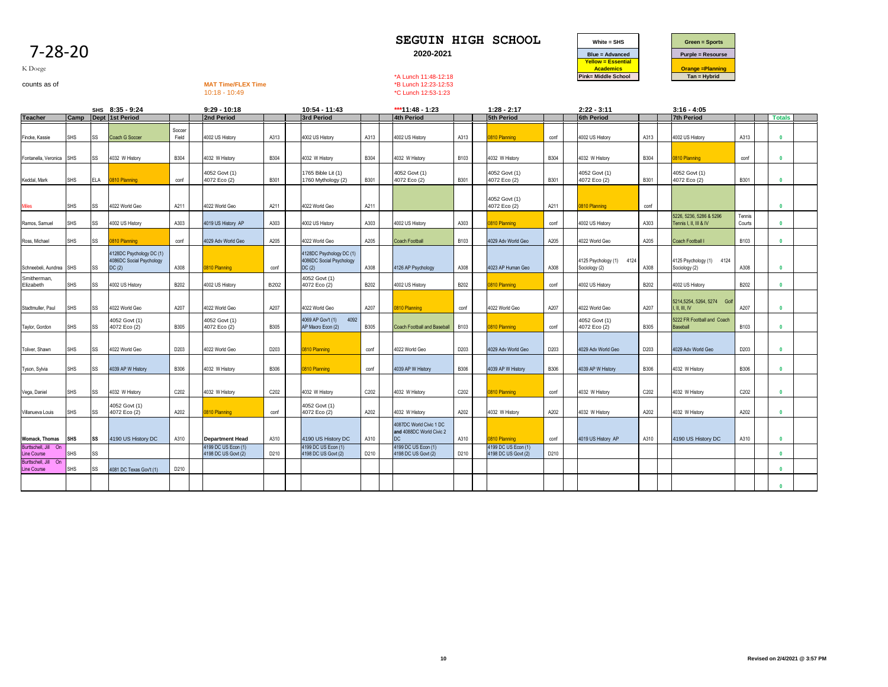# 7-28-20

K Doege

counts as of

## SEGUIN HIGH SCHOOL

**2020-2021**

| White = SHS | Green = Sports |
|---|---|
| Blue = Advanced | Purple = Resourse |
| Yellow = Essential Academics | Orange =Planning |
| Pink= Middle School | Tan = Hybrid |

MAT Time/FLEX Time
10:18 - 10:49

*A Lunch 11:48-12:18
*B Lunch 12:23-12:53
*C Lunch 12:53-1:23

| Teacher | Camp | SHS Dept | 8:35 - 9:24 1st Period | | | 9:29 - 10:18 2nd Period | | | 10:54 - 11:43 3rd Period | | | ***11:48 - 1:23 4th Period | | | 1:28 - 2:17 5th Period | | | 2:22 - 3:11 6th Period | | | 3:16 - 4:05 7th Period | | | Totals | |
|---|---|---|---|---|---|---|---|---|---|---|---|---|---|---|---|---|---|---|---|---|---|---|---|---|---|
| Fincke, Kassie | SHS | SS | Coach G Soccer | Soccer Field | | 4002 US History | A313 | | 4002 US History | A313 | | 4002 US History | A313 | | 0810 Planning | conf | | 4002 US History | A313 | | 4002 US History | A313 | | 0 | |
| Fontanella, Veronica | SHS | SS | 4032 W History | B304 | | 4032 W History | B304 | | 4032 W History | B304 | | 4032 W History | B103 | | 4032 W History | B304 | | 4032 W History | B304 | | 0810 Planning | conf | | 0 | |
| Keddal, Mark | SHS | ELA | 0810 Planning | conf | | 4052 Govt (1) 4072 Eco (2) | B301 | | 1765 Bible Lit (1) 1760 Mythology (2) | B301 | | 4052 Govt (1) 4072 Eco (2) | B301 | | 4052 Govt (1) 4072 Eco (2) | B301 | | 4052 Govt (1) 4072 Eco (2) | B301 | | 4052 Govt (1) 4072 Eco (2) | B301 | | 0 | |
| Miles | SHS | SS | 4022 World Geo | A211 | | 4022 World Geo | A211 | | 4022 World Geo | A211 | | | | | 4052 Govt (1) 4072 Eco (2) | A211 | | 0810 Planning | conf | | | | | 0 | |
| Ramos, Samuel | SHS | SS | 4002 US History | A303 | | 4019 US History AP | A303 | | 4002 US History | A303 | | 4002 US History | A303 | | 0810 Planning | conf | | 4002 US History | A303 | | 5226, 5236, 5286 & 5296 Tennis I, II, III & IV | Tennis Courts | | 0 | |
| Ross, Michael | SHS | SS | 0810 Planning | conf | | 4029 Adv World Geo | A205 | | 4022 World Geo | A205 | | Coach Football | B103 | | 4029 Adv World Geo | A205 | | 4022 World Geo | A205 | | Coach Football I | B103 | | 0 | |
| Schneebeli, Aundrea | SHS | SS | 4128DC Psychology DC (1) 4086DC Social Psychology DC (2) | A308 | | 0810 Planning | conf | | 4128DC Psychology DC (1) 4086DC Social Psychology DC (2) | A308 | | 4126 AP Psychology | A308 | | 4023 AP Human Geo | A308 | | 4125 Psychology (1) 4124 Sociology (2) | A308 | | 4125 Psychology (1) 4124 Sociology (2) | A308 | | 0 | |
| Smitherman, Elizabeth | SHS | SS | 4002 US History | B202 | | 4002 US History | B202 | | 4052 Govt (1) 4072 Eco (2) | B202 | | 4002 US History | B202 | | 0810 Planning | conf | | 4002 US History | B202 | | 4002 US History | B202 | | 0 | |
| Stadtmuller, Paul | SHS | SS | 4022 World Geo | A207 | | 4022 World Geo | A207 | | 4022 World Geo | A207 | | 0810 Planning | conf | | 4022 World Geo | A207 | | 4022 World Geo | A207 | | 5214,5254, 5264, 5274 Golf I, II, III, IV | A207 | | 0 | |
| Taylor, Gordon | SHS | SS | 4052 Govt (1) 4072 Eco (2) | B305 | | 4052 Govt (1) 4072 Eco (2) | B305 | | 4069 AP Gov't (1) 4092 AP Macro Econ (2) | B305 | | Coach Football and Baseball | B103 | | 0810 Planning | conf | | 4052 Govt (1) 4072 Eco (2) | B305 | | 5222 FR Football and Coach Baseball | B103 | | 0 | |
| Toliver, Shawn | SHS | SS | 4022 World Geo | D203 | | 4022 World Geo | D203 | | 0810 Planning | conf | | 4022 World Geo | D203 | | 4029 Adv World Geo | D203 | | 4029 Adv World Geo | D203 | | 4029 Adv World Geo | D203 | | 0 | |
| Tyson, Sylvia | SHS | SS | 4039 AP W History | B306 | | 4032 W History | B306 | | 0810 Planning | conf | | 4039 AP W History | B306 | | 4039 AP W History | B306 | | 4039 AP W History | B306 | | 4032 W History | B306 | | 0 | |
| Vega, Daniel | SHS | SS | 4032 W History | C202 | | 4032 W History | C202 | | 4032 W History | C202 | | 4032 W History | C202 | | 0810 Planning | conf | | 4032 W History | C202 | | 4032 W History | C202 | | 0 | |
| Villanueva Louis | SHS | SS | 4052 Govt (1) 4072 Eco (2) | A202 | | 0810 Planning | conf | | 4052 Govt (1) 4072 Eco (2) | A202 | | 4032 W History | A202 | | 4032 W History | A202 | | 4032 W History | A202 | | 4032 W History | A202 | | 0 | |
| **Womack, Thomas** | **SHS** | **SS** | 4190 US History DC | A310 | | **Department Head** | A310 | | 4190 US History DC | A310 | | 4087DC World Civic 1 DC **and** 4088DC World Civic 2 DC | A310 | | 0810 Planning | conf | | 4019 US History AP | A310 | | 4190 US History DC | A310 | | 0 | |
| Burttschell, Jill On Line Course | SHS | SS | | | | 4199 DC US Econ (1) 4198 DC US Govt (2) | D210 | | 4199 DC US Econ (1) 4198 DC US Govt (2) | D210 | | 4199 DC US Econ (1) 4198 DC US Govt (2) | D210 | | 4199 DC US Econ (1) 4198 DC US Govt (2) | D210 | | | | | | | | 0 | |
| Burttschell, Jill On Line Course | SHS | SS | 4081 DC Texas Gov't (1) | D210 | | | | | | | | | | | | | | | | | | | | 0 | |
| | | | | | | | | | | | | | | | | | | | | | | | | 0 | |

Revised on 2/4/2021 @ 3:57 PM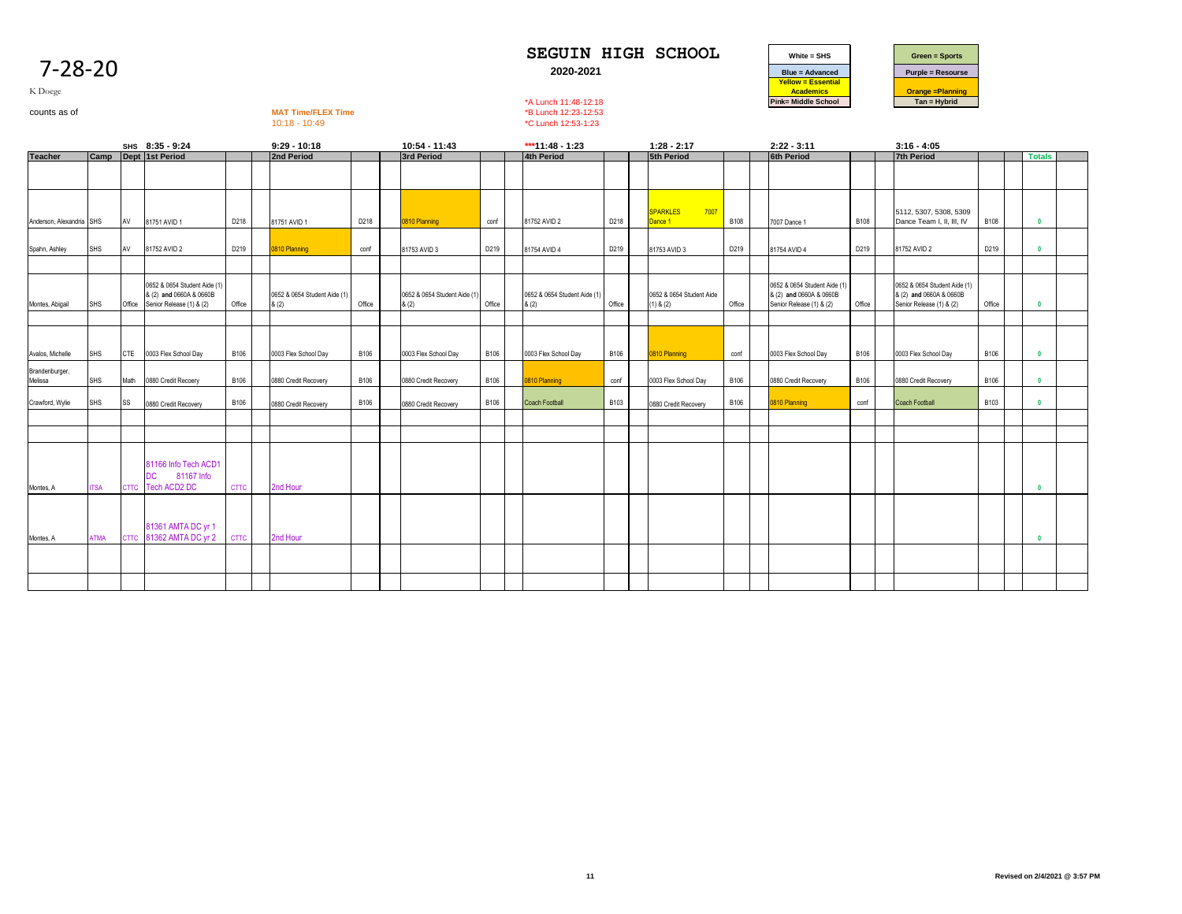# SEGUIN HIGH SCHOOL

**2020-2021**

7-28-20

K Doege

counts as of

MAT Time/FLEX Time
10:18 - 10:49

*A Lunch 11:48-12:18
*B Lunch 12:23-12:53
*C Lunch 12:53-1:23

| White = SHS | Green = Sports |
|---|---|
| Blue = Advanced | Purple = Resourse |
| Yellow = Essential Academics | Orange =Planning |
| Pink= Middle School | Tan = Hybrid |

| | | SHS 8:35 - 9:24 | | | 9:29 - 10:18 | | | 10:54 - 11:43 | | | ***11:48 - 1:23 | | | 1:28 - 2:17 | | | 2:22 - 3:11 | | | 3:16 - 4:05 | | | |
|---|---|---|---|---|---|---|---|---|---|---|---|---|---|---|---|---|---|---|---|---|---|---|---|
| Teacher | Camp | Dept | 1st Period | | | 2nd Period | | | 3rd Period | | | 4th Period | | | 5th Period | | | 6th Period | | | 7th Period | | Totals |
| Anderson, Alexandria | SHS | AV | 81751 AVID 1 | D218 | | 81751 AVID 1 | D218 | | 0810 Planning | conf | | 81752 AVID 2 | D218 | | SPARKLES 7007 Dance 1 | B108 | | 7007 Dance 1 | B108 | | 5112, 5307, 5308, 5309 Dance Team I, II, III, IV | B108 | 0 |
| Spahn, Ashley | SHS | AV | 81752 AVID 2 | D219 | | 0810 Planning | conf | | 81753 AVID 3 | D219 | | 81754 AVID 4 | D219 | | 81753 AVID 3 | D219 | | 81754 AVID 4 | D219 | | 81752 AVID 2 | D219 | 0 |
| Montes, Abigail | SHS | Office | 0652 & 0654 Student Aide (1) & (2) and 0660A & 0660B Senior Release (1) & (2) | Office | | 0652 & 0654 Student Aide (1) & (2) | Office | | 0652 & 0654 Student Aide (1) & (2) | Office | | 0652 & 0654 Student Aide (1) & (2) | Office | | 0652 & 0654 Student Aide (1) & (2) | Office | | 0652 & 0654 Student Aide (1) & (2) and 0660A & 0660B Senior Release (1) & (2) | Office | | 0652 & 0654 Student Aide (1) & (2) and 0660A & 0660B Senior Release (1) & (2) | Office | 0 |
| Avalos, Michelle | SHS | CTE | 0003 Flex School Day | B106 | | 0003 Flex School Day | B106 | | 0003 Flex School Day | B106 | | 0003 Flex School Day | B106 | | 0810 Planning | conf | | 0003 Flex School Day | B106 | | 0003 Flex School Day | B106 | 0 |
| Brandenburger, Melissa | SHS | Math | 0880 Credit Recoery | B106 | | 0880 Credit Recovery | B106 | | 0880 Credit Recovery | B106 | | 0810 Planning | conf | | 0003 Flex School Day | B106 | | 0880 Credit Recovery | B106 | | 0880 Credit Recovery | B106 | 0 |
| Crawford, Wylie | SHS | SS | 0880 Credit Recovery | B106 | | 0880 Credit Recovery | B106 | | 0880 Credit Recovery | B106 | | Coach Football | B103 | | 0880 Credit Recovery | B106 | | 0810 Planning | conf | | Coach Football | B103 | 0 |
| | | | | | | | | | | | | | | | | | | | | | | | |
| Montes, A | ITSA | CTTC | 81166 Info Tech ACD1 DC 81167 Info Tech ACD2 DC | CTTC | | 2nd Hour | | | | | | | | | | | | | | | | | 0 |
| Montes, A | ATMA | CTTC | 81361 AMTA DC yr 1 81362 AMTA DC yr 2 | CTTC | | 2nd Hour | | | | | | | | | | | | | | | | | 0 |
| | | | | | | | | | | | | | | | | | | | | | | | |

Revised on 2/4/2021 @ 3:57 PM